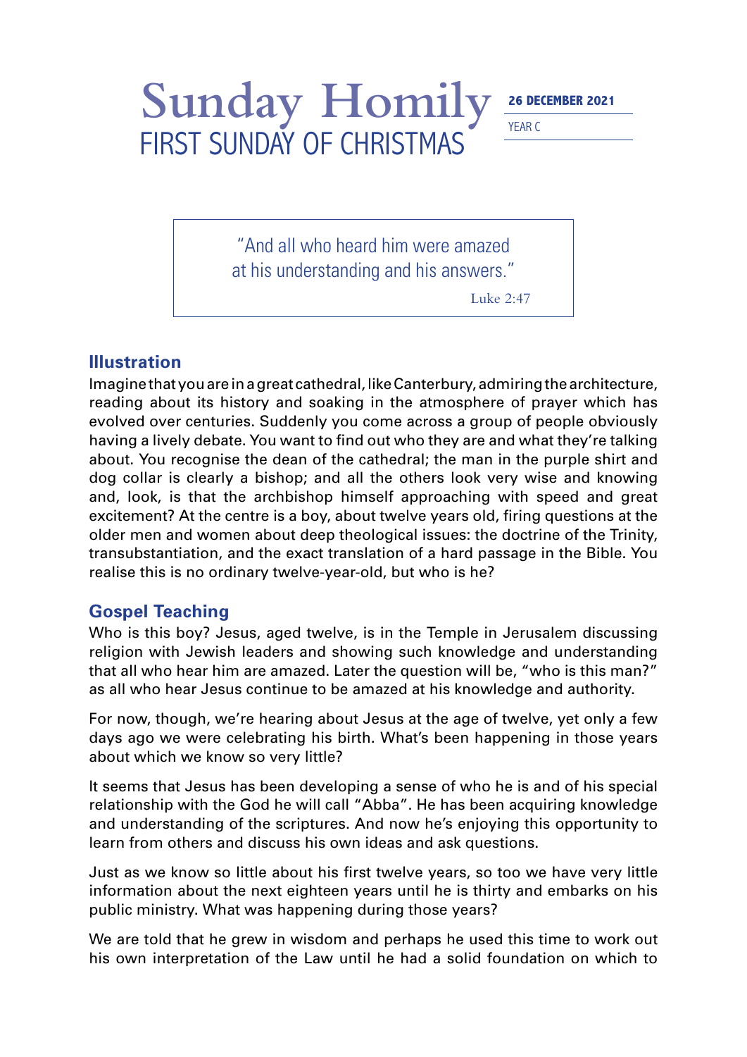# Sunday Homily

## FIRST SUNDAY OF CHRISTMAS

**26 DECEMBER 2021**

YEAR C

> "And all who heard him were amazed at his understanding and his answers."
>
> Luke 2:47

## Illustration

Imagine that you are in a great cathedral, like Canterbury, admiring the architecture, reading about its history and soaking in the atmosphere of prayer which has evolved over centuries. Suddenly you come across a group of people obviously having a lively debate. You want to find out who they are and what they're talking about. You recognise the dean of the cathedral; the man in the purple shirt and dog collar is clearly a bishop; and all the others look very wise and knowing and, look, is that the archbishop himself approaching with speed and great excitement? At the centre is a boy, about twelve years old, firing questions at the older men and women about deep theological issues: the doctrine of the Trinity, transubstantiation, and the exact translation of a hard passage in the Bible. You realise this is no ordinary twelve-year-old, but who is he?

## Gospel Teaching

Who is this boy? Jesus, aged twelve, is in the Temple in Jerusalem discussing religion with Jewish leaders and showing such knowledge and understanding that all who hear him are amazed. Later the question will be, "who is this man?" as all who hear Jesus continue to be amazed at his knowledge and authority.

For now, though, we're hearing about Jesus at the age of twelve, yet only a few days ago we were celebrating his birth. What's been happening in those years about which we know so very little?

It seems that Jesus has been developing a sense of who he is and of his special relationship with the God he will call "Abba". He has been acquiring knowledge and understanding of the scriptures. And now he's enjoying this opportunity to learn from others and discuss his own ideas and ask questions.

Just as we know so little about his first twelve years, so too we have very little information about the next eighteen years until he is thirty and embarks on his public ministry. What was happening during those years?

We are told that he grew in wisdom and perhaps he used this time to work out his own interpretation of the Law until he had a solid foundation on which to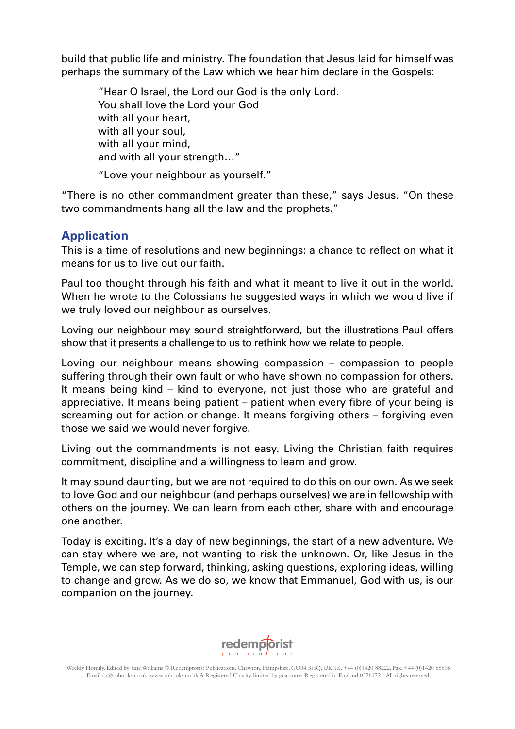build that public life and ministry. The foundation that Jesus laid for himself was perhaps the summary of the Law which we hear him declare in the Gospels:

> "Hear O Israel, the Lord our God is the only Lord.
> You shall love the Lord your God
> with all your heart,
> with all your soul,
> with all your mind,
> and with all your strength…"
>
> "Love your neighbour as yourself."

"There is no other commandment greater than these," says Jesus. "On these two commandments hang all the law and the prophets."

## Application

This is a time of resolutions and new beginnings: a chance to reflect on what it means for us to live out our faith.

Paul too thought through his faith and what it meant to live it out in the world. When he wrote to the Colossians he suggested ways in which we would live if we truly loved our neighbour as ourselves.

Loving our neighbour may sound straightforward, but the illustrations Paul offers show that it presents a challenge to us to rethink how we relate to people.

Loving our neighbour means showing compassion – compassion to people suffering through their own fault or who have shown no compassion for others. It means being kind – kind to everyone, not just those who are grateful and appreciative. It means being patient – patient when every fibre of your being is screaming out for action or change. It means forgiving others – forgiving even those we said we would never forgive.

Living out the commandments is not easy. Living the Christian faith requires commitment, discipline and a willingness to learn and grow.

It may sound daunting, but we are not required to do this on our own. As we seek to love God and our neighbour (and perhaps ourselves) we are in fellowship with others on the journey. We can learn from each other, share with and encourage one another.

Today is exciting. It's a day of new beginnings, the start of a new adventure. We can stay where we are, not wanting to risk the unknown. Or, like Jesus in the Temple, we can step forward, thinking, asking questions, exploring ideas, willing to change and grow. As we do so, we know that Emmanuel, God with us, is our companion on the journey.

redemptorist publications

Weekly Homily. Edited by Jane Williams © Redemptorist Publications. Chawton, Hampshire, GU34 3HQ, UK Tel. +44 (0)1420 88222, Fax. +44 (0)1420 88805 Email rp@rpbooks.co.uk, www.rpbooks.co.uk A Registered Charity limited by guarantee. Registered in England 03261721. All rights reserved.